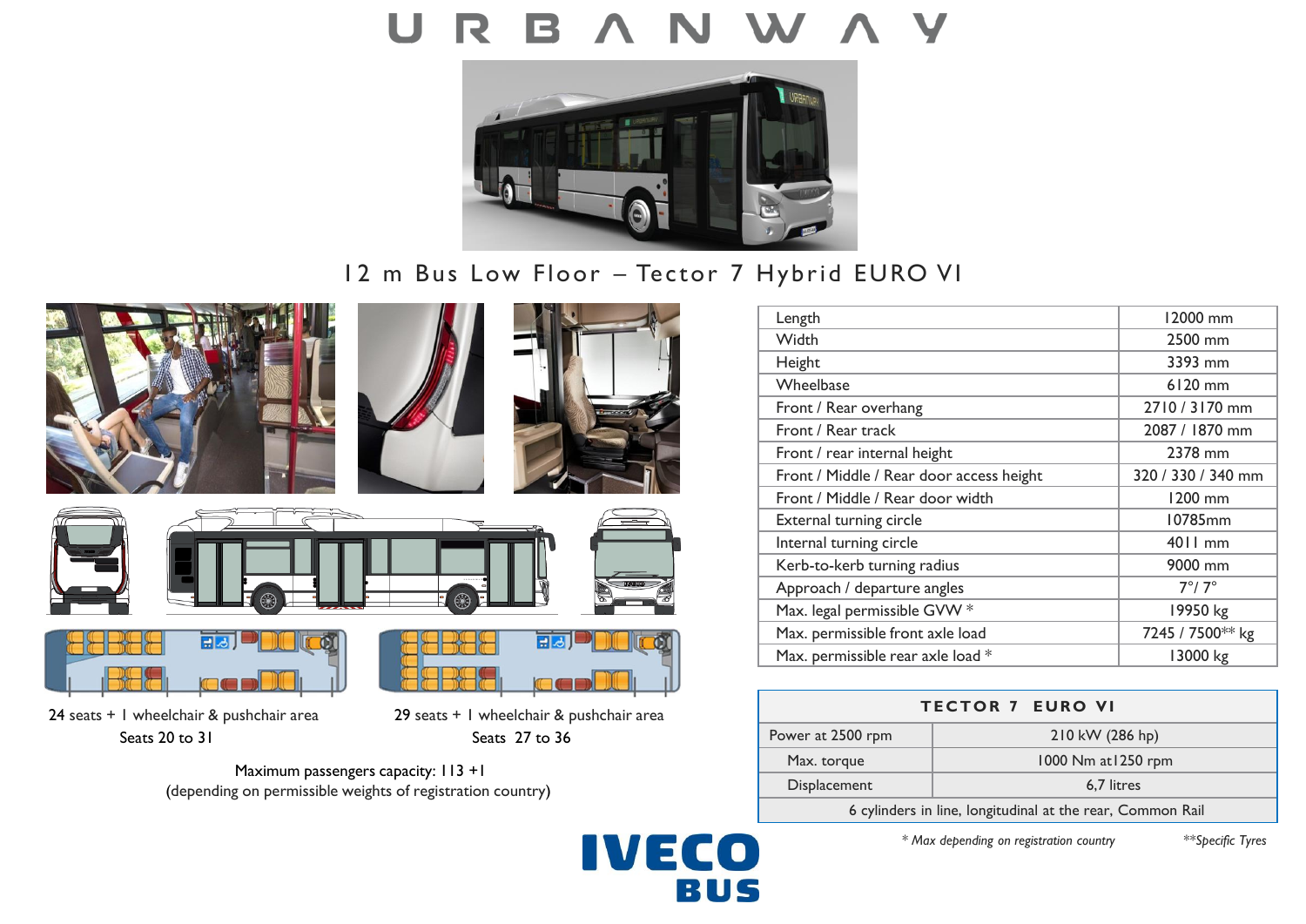# URBANWAY

## 12 m Bus Low Floor – Tector 7 Hybrid EURO VI

24 seats + 1 wheelchair & pushchair area
Seats 20 to 31

29 seats + 1 wheelchair & pushchair area
Seats 27 to 36

Maximum passengers capacity: 113 +1
(depending on permissible weights of registration country)

| | |
|---|---|
| Length | 12000 mm |
| Width | 2500 mm |
| Height | 3393 mm |
| Wheelbase | 6120 mm |
| Front / Rear overhang | 2710 / 3170 mm |
| Front / Rear track | 2087 / 1870 mm |
| Front / rear internal height | 2378 mm |
| Front / Middle / Rear door access height | 320 / 330 / 340 mm |
| Front / Middle / Rear door width | 1200 mm |
| External turning circle | 10785mm |
| Internal turning circle | 4011 mm |
| Kerb-to-kerb turning radius | 9000 mm |
| Approach / departure angles | 7°/ 7° |
| Max. legal permissible GVW * | 19950 kg |
| Max. permissible front axle load | 7245 / 7500** kg |
| Max. permissible rear axle load * | 13000 kg |

| TECTOR 7 EURO VI | |
|---|---|
| Power at 2500 rpm | 210 kW (286 hp) |
| Max. torque | 1000 Nm at1250 rpm |
| Displacement | 6,7 litres |
| 6 cylinders in line, longitudinal at the rear, Common Rail | |

*\* Max depending on registration country*

*\*\*Specific Tyres*

IVECO BUS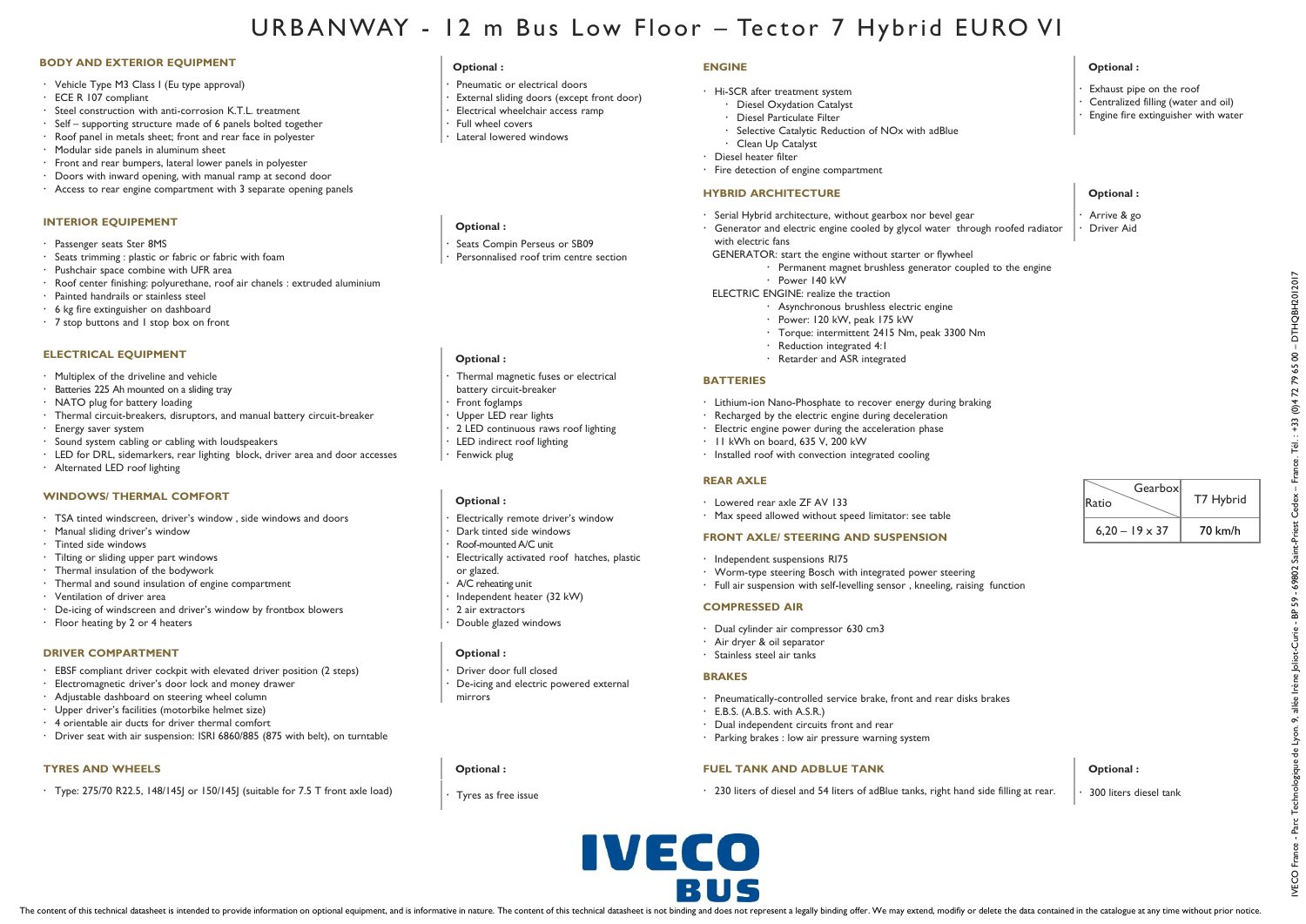# URBANWAY - 12 m Bus Low Floor – Tector 7 Hybrid EURO VI

## BODY AND EXTERIOR EQUIPMENT

- Vehicle Type M3 Class I (Eu type approval)
- ECE R 107 compliant
- Steel construction with anti-corrosion K.T.L. treatment
- Self – supporting structure made of 6 panels bolted together
- Roof panel in metals sheet; front and rear face in polyester
- Modular side panels in aluminum sheet
- Front and rear bumpers, lateral lower panels in polyester
- Doors with inward opening, with manual ramp at second door
- Access to rear engine compartment with 3 separate opening panels

**Optional :**

- Pneumatic or electrical doors
- External sliding doors (except front door)
- Electrical wheelchair access ramp
- Full wheel covers
- Lateral lowered windows

## INTERIOR EQUIPEMENT

- Passenger seats Ster 8MS
- Seats trimming : plastic or fabric or fabric with foam
- Pushchair space combine with UFR area
- Roof center finishing: polyurethane, roof air chanels : extruded aluminium
- Painted handrails or stainless steel
- 6 kg fire extinguisher on dashboard
- 7 stop buttons and 1 stop box on front

**Optional :**

- Seats Compin Perseus or SB09
- Personnalised roof trim centre section

## ELECTRICAL EQUIPMENT

- Multiplex of the driveline and vehicle
- Batteries 225 Ah mounted on a sliding tray
- NATO plug for battery loading
- Thermal circuit-breakers, disruptors, and manual battery circuit-breaker
- Energy saver system
- Sound system cabling or cabling with loudspeakers
- LED for DRL, sidemarkers, rear lighting block, driver area and door accesses
- Alternated LED roof lighting

**Optional :**

- Thermal magnetic fuses or electrical battery circuit-breaker
- Front foglamps
- Upper LED rear lights
- 2 LED continuous raws roof lighting
- LED indirect roof lighting
- Fenwick plug

## WINDOWS/ THERMAL COMFORT

- TSA tinted windscreen, driver's window , side windows and doors
- Manual sliding driver's window
- Tinted side windows
- Tilting or sliding upper part windows
- Thermal insulation of the bodywork
- Thermal and sound insulation of engine compartment
- Ventilation of driver area
- De-icing of windscreen and driver's window by frontbox blowers
- Floor heating by 2 or 4 heaters

**Optional :**

- Electrically remote driver's window
- Dark tinted side windows
- Roof-mounted A/C unit
- Electrically activated roof hatches, plastic or glazed.
- A/C reheating unit
- Independent heater (32 kW)
- 2 air extractors
- Double glazed windows

## DRIVER COMPARTMENT

- EBSF compliant driver cockpit with elevated driver position (2 steps)
- Electromagnetic driver's door lock and money drawer
- Adjustable dashboard on steering wheel column
- Upper driver's facilities (motorbike helmet size)
- 4 orientable air ducts for driver thermal comfort
- Driver seat with air suspension: ISRI 6860/885 (875 with belt), on turntable

**Optional :**

- Driver door full closed
- De-icing and electric powered external mirrors

## TYRES AND WHEELS

- Type: 275/70 R22.5, 148/145J or 150/145J (suitable for 7.5 T front axle load)

**Optional :**

- Tyres as free issue

## ENGINE

- Hi-SCR after treatment system
  - Diesel Oxydation Catalyst
  - Diesel Particulate Filter
  - Selective Catalytic Reduction of NOx with adBlue
  - Clean Up Catalyst
- Diesel heater filter
- Fire detection of engine compartment

**Optional :**

- Exhaust pipe on the roof
- Centralized filling (water and oil)
- Engine fire extinguisher with water

## HYBRID ARCHITECTURE

- Serial Hybrid architecture, without gearbox nor bevel gear
- Generator and electric engine cooled by glycol water through roofed radiator with electric fans

GENERATOR: start the engine without starter or flywheel

- Permanent magnet brushless generator coupled to the engine
- Power 140 kW

ELECTRIC ENGINE: realize the traction

- Asynchronous brushless electric engine
- Power: 120 kW, peak 175 kW
- Torque: intermittent 2415 Nm, peak 3300 Nm
- Reduction integrated 4:1
- Retarder and ASR integrated

**Optional :**

- Arrive & go
- Driver Aid

## BATTERIES

- Lithium-ion Nano-Phosphate to recover energy during braking
- Recharged by the electric engine during deceleration
- Electric engine power during the acceleration phase
- 11 kWh on board, 635 V, 200 kW
- Installed roof with convection integrated cooling

## REAR AXLE

- Lowered rear axle ZF AV 133
- Max speed allowed without speed limitator: see table

| Ratio \ Gearbox | T7 Hybrid |
|---|---|
| 6,20 – 19 x 37 | 70 km/h |

## FRONT AXLE/ STEERING AND SUSPENSION

- Independent suspensions RI75
- Worm-type steering Bosch with integrated power steering
- Full air suspension with self-levelling sensor , kneeling, raising function

## COMPRESSED AIR

- Dual cylinder air compressor 630 cm3
- Air dryer & oil separator
- Stainless steel air tanks

## BRAKES

- Pneumatically-controlled service brake, front and rear disks brakes
- E.B.S. (A.B.S. with A.S.R.)
- Dual independent circuits front and rear
- Parking brakes : low air pressure warning system

## FUEL TANK AND ADBLUE TANK

- 230 liters of diesel and 54 liters of adBlue tanks, right hand side filling at rear.

**Optional :**

- 300 liters diesel tank

IVECO BUS

IVECO France - Parc Technologique de Lyon, 9, allée Irène Joliot-Curie - BP 59 - 69802 Saint-Priest Cedex – France. Tél. : +33 (0)4 72 79 65 00 – DTHQBH2012017

The content of this technical datasheet is intended to provide information on optional equipment, and is informative in nature. The content of this technical datasheet is not binding and does not represent a legally binding offer. We may extend, modify or delete the data contained in the catalogue at any time without prior notice.